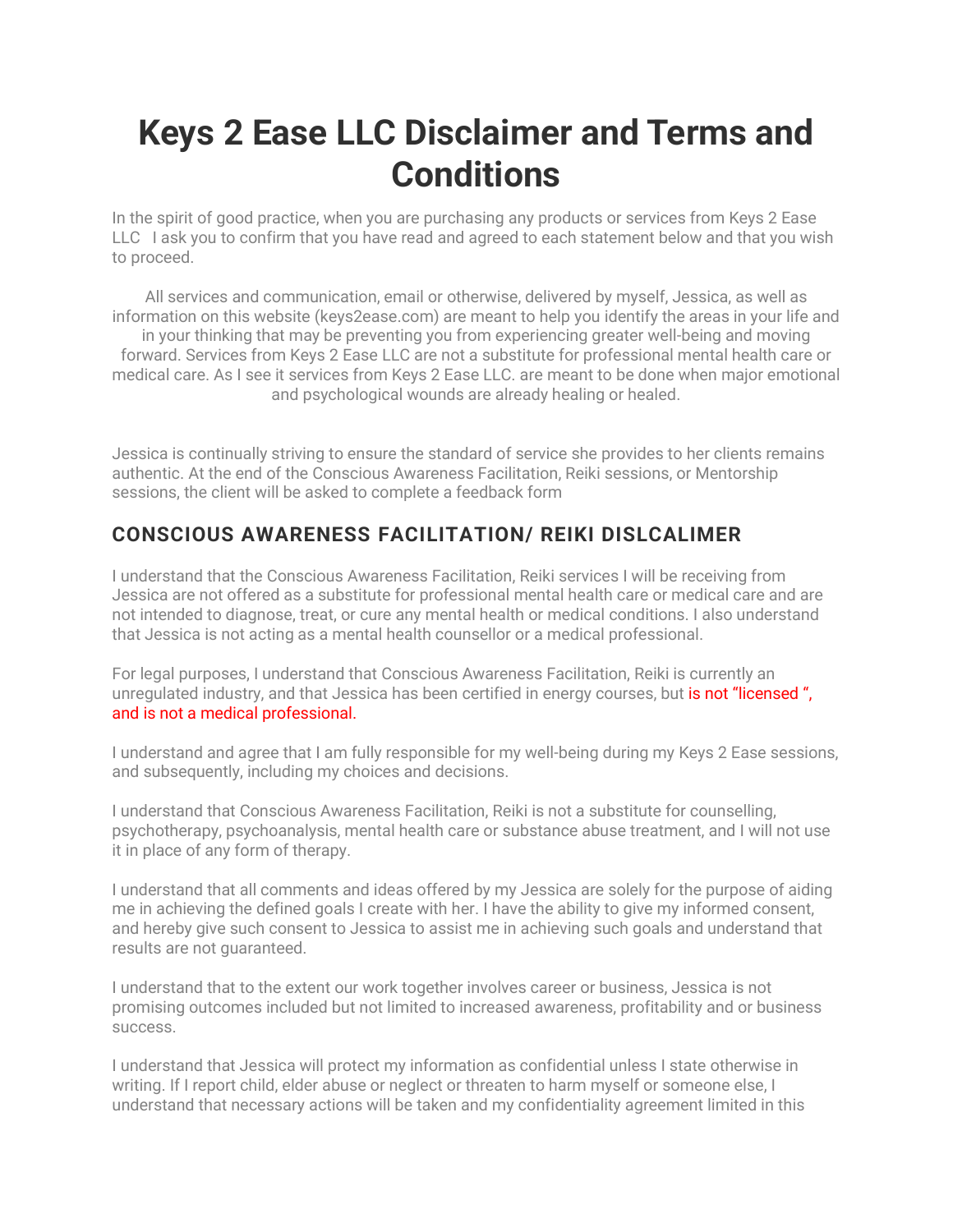# Keys 2 Ease LLC Disclaimer and Terms and Conditions

In the spirit of good practice, when you are purchasing any products or services from Keys 2 Ease LLC   I ask you to confirm that you have read and agreed to each statement below and that you wish to proceed.

All services and communication, email or otherwise, delivered by myself, Jessica, as well as information on this website (keys2ease.com) are meant to help you identify the areas in your life and in your thinking that may be preventing you from experiencing greater well-being and moving forward. Services from Keys 2 Ease LLC are not a substitute for professional mental health care or medical care. As I see it services from Keys 2 Ease LLC. are meant to be done when major emotional and psychological wounds are already healing or healed.

Jessica is continually striving to ensure the standard of service she provides to her clients remains authentic. At the end of the Conscious Awareness Facilitation, Reiki sessions, or Mentorship sessions, the client will be asked to complete a feedback form

## CONSCIOUS AWARENESS FACILITATION/ REIKI DISLCALIMER

I understand that the Conscious Awareness Facilitation, Reiki services I will be receiving from Jessica are not offered as a substitute for professional mental health care or medical care and are not intended to diagnose, treat, or cure any mental health or medical conditions. I also understand that Jessica is not acting as a mental health counsellor or a medical professional.

For legal purposes, I understand that Conscious Awareness Facilitation, Reiki is currently an unregulated industry, and that Jessica has been certified in energy courses, but is not "licensed ", and is not a medical professional.

I understand and agree that I am fully responsible for my well-being during my Keys 2 Ease sessions, and subsequently, including my choices and decisions.

I understand that Conscious Awareness Facilitation, Reiki is not a substitute for counselling, psychotherapy, psychoanalysis, mental health care or substance abuse treatment, and I will not use it in place of any form of therapy.

I understand that all comments and ideas offered by my Jessica are solely for the purpose of aiding me in achieving the defined goals I create with her. I have the ability to give my informed consent, and hereby give such consent to Jessica to assist me in achieving such goals and understand that results are not guaranteed.

I understand that to the extent our work together involves career or business, Jessica is not promising outcomes included but not limited to increased awareness, profitability and or business success.

I understand that Jessica will protect my information as confidential unless I state otherwise in writing. If I report child, elder abuse or neglect or threaten to harm myself or someone else, I understand that necessary actions will be taken and my confidentiality agreement limited in this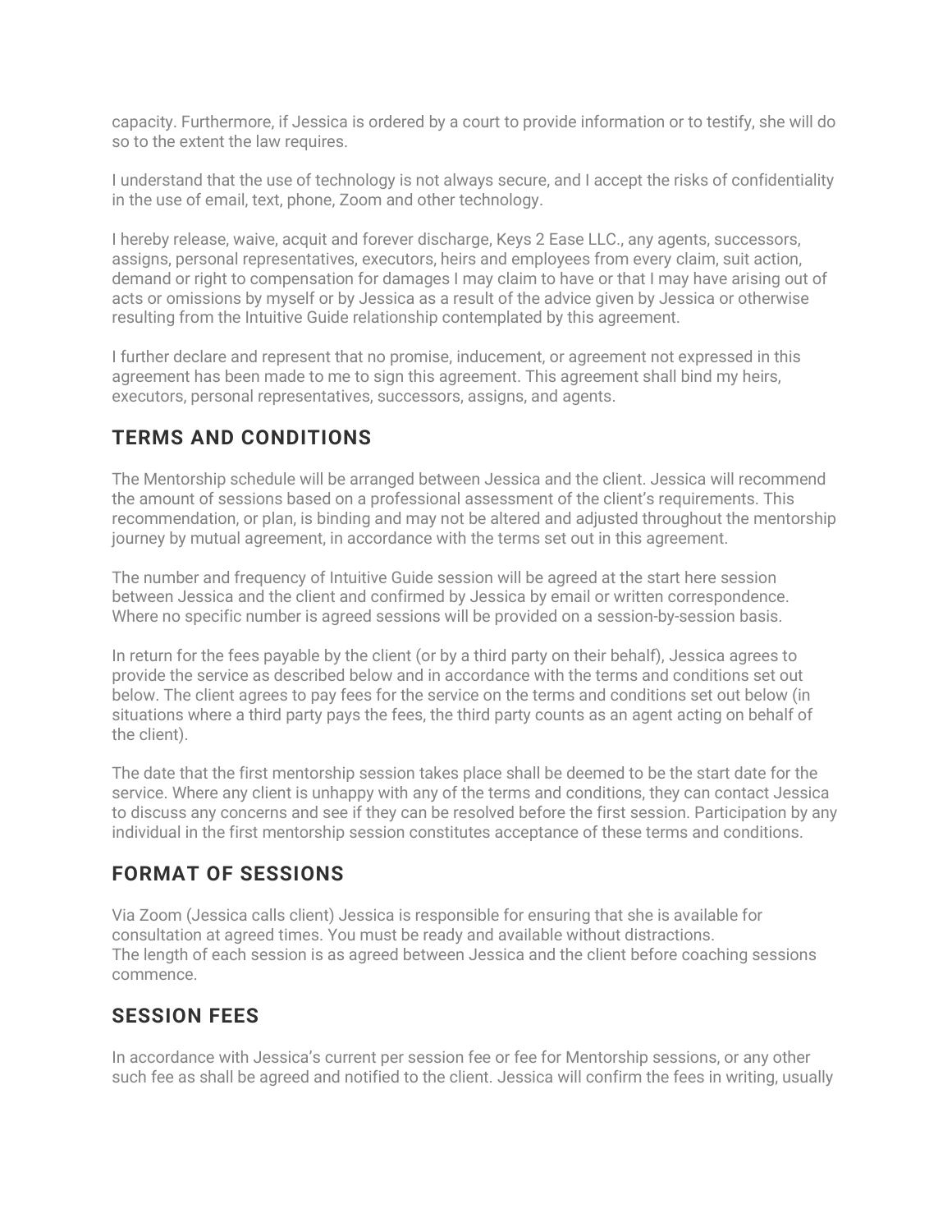capacity. Furthermore, if Jessica is ordered by a court to provide information or to testify, she will do so to the extent the law requires.

I understand that the use of technology is not always secure, and I accept the risks of confidentiality in the use of email, text, phone, Zoom and other technology.

I hereby release, waive, acquit and forever discharge, Keys 2 Ease LLC., any agents, successors, assigns, personal representatives, executors, heirs and employees from every claim, suit action, demand or right to compensation for damages I may claim to have or that I may have arising out of acts or omissions by myself or by Jessica as a result of the advice given by Jessica or otherwise resulting from the Intuitive Guide relationship contemplated by this agreement.

I further declare and represent that no promise, inducement, or agreement not expressed in this agreement has been made to me to sign this agreement. This agreement shall bind my heirs, executors, personal representatives, successors, assigns, and agents.

## TERMS AND CONDITIONS

The Mentorship schedule will be arranged between Jessica and the client. Jessica will recommend the amount of sessions based on a professional assessment of the client's requirements. This recommendation, or plan, is binding and may not be altered and adjusted throughout the mentorship journey by mutual agreement, in accordance with the terms set out in this agreement.

The number and frequency of Intuitive Guide session will be agreed at the start here session between Jessica and the client and confirmed by Jessica by email or written correspondence. Where no specific number is agreed sessions will be provided on a session-by-session basis.

In return for the fees payable by the client (or by a third party on their behalf), Jessica agrees to provide the service as described below and in accordance with the terms and conditions set out below. The client agrees to pay fees for the service on the terms and conditions set out below (in situations where a third party pays the fees, the third party counts as an agent acting on behalf of the client).

The date that the first mentorship session takes place shall be deemed to be the start date for the service. Where any client is unhappy with any of the terms and conditions, they can contact Jessica to discuss any concerns and see if they can be resolved before the first session. Participation by any individual in the first mentorship session constitutes acceptance of these terms and conditions.

## FORMAT OF SESSIONS

Via Zoom (Jessica calls client) Jessica is responsible for ensuring that she is available for consultation at agreed times. You must be ready and available without distractions.
The length of each session is as agreed between Jessica and the client before coaching sessions commence.

## SESSION FEES

In accordance with Jessica's current per session fee or fee for Mentorship sessions, or any other such fee as shall be agreed and notified to the client. Jessica will confirm the fees in writing, usually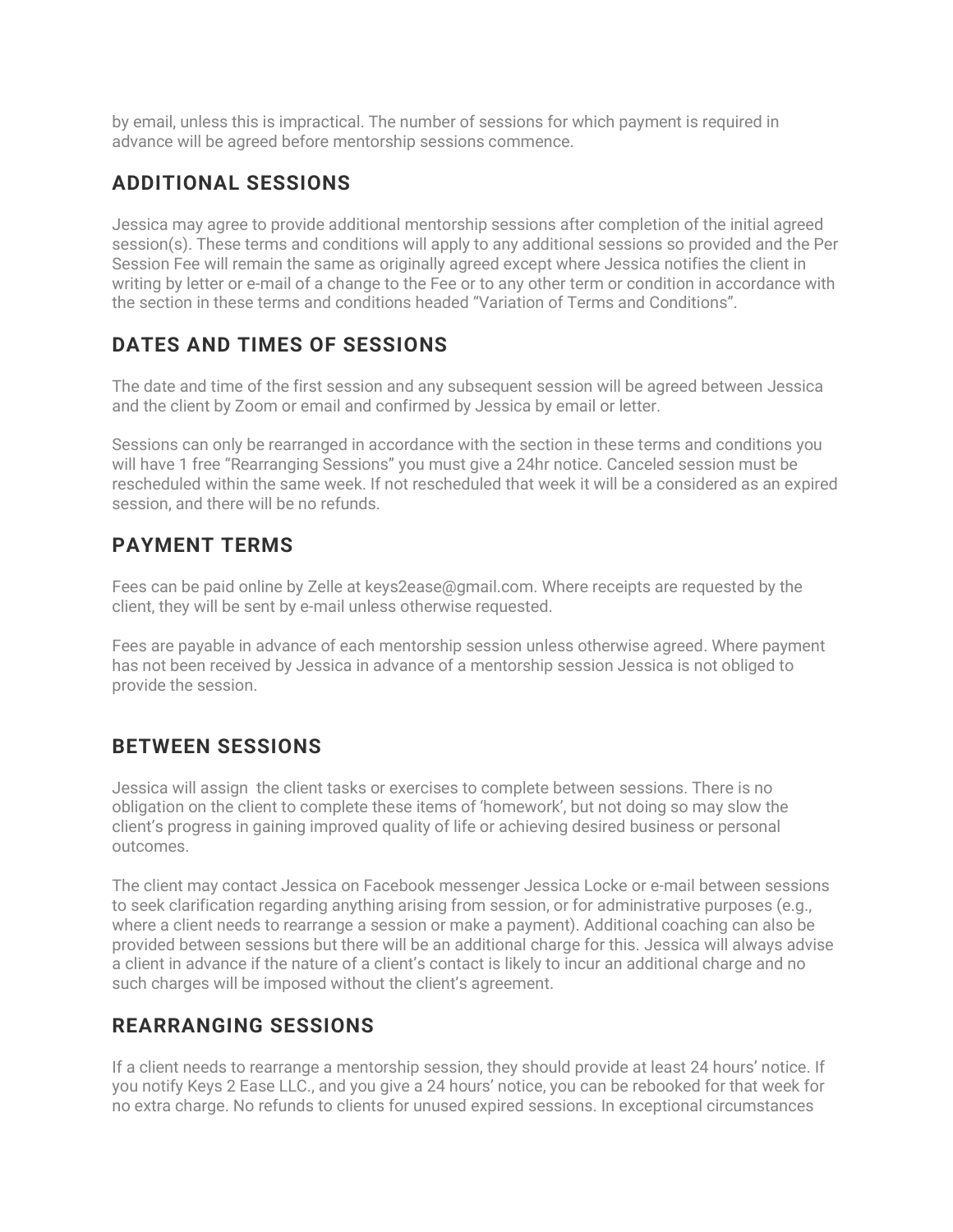by email, unless this is impractical. The number of sessions for which payment is required in advance will be agreed before mentorship sessions commence.

## ADDITIONAL SESSIONS

Jessica may agree to provide additional mentorship sessions after completion of the initial agreed session(s). These terms and conditions will apply to any additional sessions so provided and the Per Session Fee will remain the same as originally agreed except where Jessica notifies the client in writing by letter or e-mail of a change to the Fee or to any other term or condition in accordance with the section in these terms and conditions headed "Variation of Terms and Conditions".

## DATES AND TIMES OF SESSIONS

The date and time of the first session and any subsequent session will be agreed between Jessica and the client by Zoom or email and confirmed by Jessica by email or letter.

Sessions can only be rearranged in accordance with the section in these terms and conditions you will have 1 free "Rearranging Sessions" you must give a 24hr notice. Canceled session must be rescheduled within the same week. If not rescheduled that week it will be a considered as an expired session, and there will be no refunds.

## PAYMENT TERMS

Fees can be paid online by Zelle at keys2ease@gmail.com. Where receipts are requested by the client, they will be sent by e-mail unless otherwise requested.

Fees are payable in advance of each mentorship session unless otherwise agreed. Where payment has not been received by Jessica in advance of a mentorship session Jessica is not obliged to provide the session.

## BETWEEN SESSIONS

Jessica will assign  the client tasks or exercises to complete between sessions. There is no obligation on the client to complete these items of 'homework', but not doing so may slow the client's progress in gaining improved quality of life or achieving desired business or personal outcomes.

The client may contact Jessica on Facebook messenger Jessica Locke or e-mail between sessions to seek clarification regarding anything arising from session, or for administrative purposes (e.g., where a client needs to rearrange a session or make a payment). Additional coaching can also be provided between sessions but there will be an additional charge for this. Jessica will always advise a client in advance if the nature of a client's contact is likely to incur an additional charge and no such charges will be imposed without the client's agreement.

## REARRANGING SESSIONS

If a client needs to rearrange a mentorship session, they should provide at least 24 hours' notice. If you notify Keys 2 Ease LLC., and you give a 24 hours' notice, you can be rebooked for that week for no extra charge. No refunds to clients for unused expired sessions. In exceptional circumstances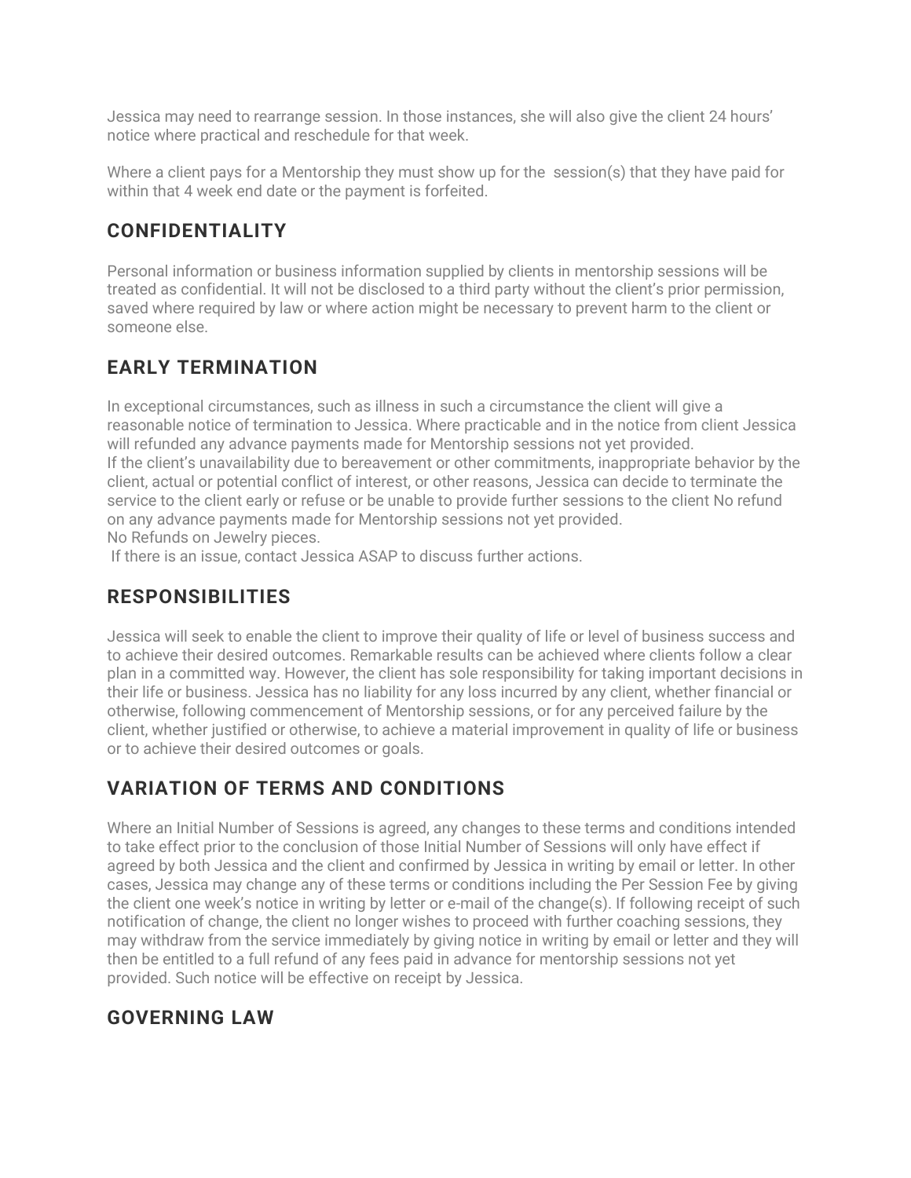Jessica may need to rearrange session. In those instances, she will also give the client 24 hours' notice where practical and reschedule for that week.

Where a client pays for a Mentorship they must show up for the  session(s) that they have paid for within that 4 week end date or the payment is forfeited.

## CONFIDENTIALITY

Personal information or business information supplied by clients in mentorship sessions will be treated as confidential. It will not be disclosed to a third party without the client's prior permission, saved where required by law or where action might be necessary to prevent harm to the client or someone else.

## EARLY TERMINATION

In exceptional circumstances, such as illness in such a circumstance the client will give a reasonable notice of termination to Jessica. Where practicable and in the notice from client Jessica will refunded any advance payments made for Mentorship sessions not yet provided.
If the client's unavailability due to bereavement or other commitments, inappropriate behavior by the client, actual or potential conflict of interest, or other reasons, Jessica can decide to terminate the service to the client early or refuse or be unable to provide further sessions to the client No refund on any advance payments made for Mentorship sessions not yet provided.
No Refunds on Jewelry pieces.
If there is an issue, contact Jessica ASAP to discuss further actions.

## RESPONSIBILITIES

Jessica will seek to enable the client to improve their quality of life or level of business success and to achieve their desired outcomes. Remarkable results can be achieved where clients follow a clear plan in a committed way. However, the client has sole responsibility for taking important decisions in their life or business. Jessica has no liability for any loss incurred by any client, whether financial or otherwise, following commencement of Mentorship sessions, or for any perceived failure by the client, whether justified or otherwise, to achieve a material improvement in quality of life or business or to achieve their desired outcomes or goals.

## VARIATION OF TERMS AND CONDITIONS

Where an Initial Number of Sessions is agreed, any changes to these terms and conditions intended to take effect prior to the conclusion of those Initial Number of Sessions will only have effect if agreed by both Jessica and the client and confirmed by Jessica in writing by email or letter. In other cases, Jessica may change any of these terms or conditions including the Per Session Fee by giving the client one week's notice in writing by letter or e-mail of the change(s). If following receipt of such notification of change, the client no longer wishes to proceed with further coaching sessions, they may withdraw from the service immediately by giving notice in writing by email or letter and they will then be entitled to a full refund of any fees paid in advance for mentorship sessions not yet provided. Such notice will be effective on receipt by Jessica.

## GOVERNING LAW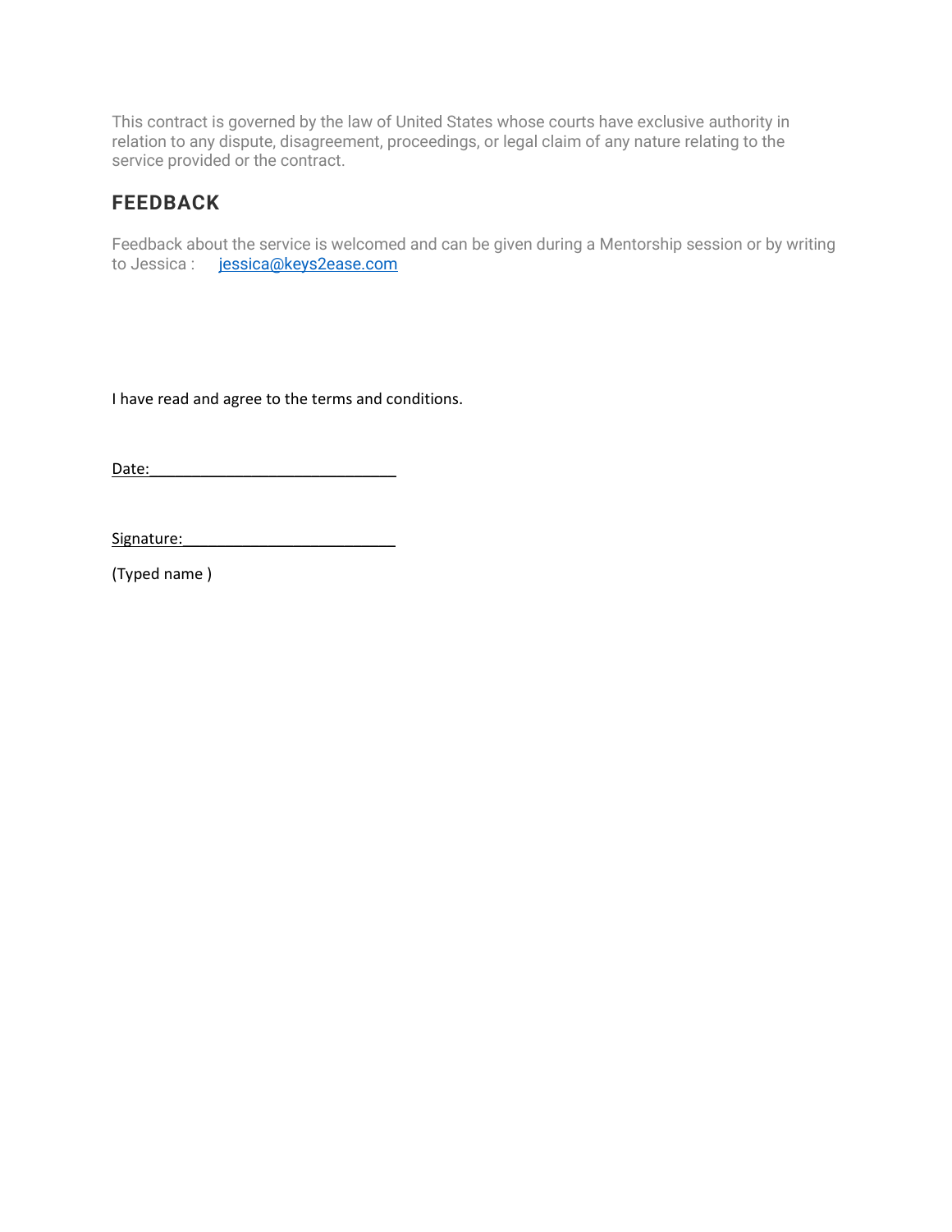This contract is governed by the law of United States whose courts have exclusive authority in relation to any dispute, disagreement, proceedings, or legal claim of any nature relating to the service provided or the contract.

## FEEDBACK

Feedback about the service is welcomed and can be given during a Mentorship session or by writing to Jessica : [jessica@keys2ease.com](mailto:jessica@keys2ease.com)

I have read and agree to the terms and conditions.

Date:______________________________

Signature:__________________________

(Typed name )